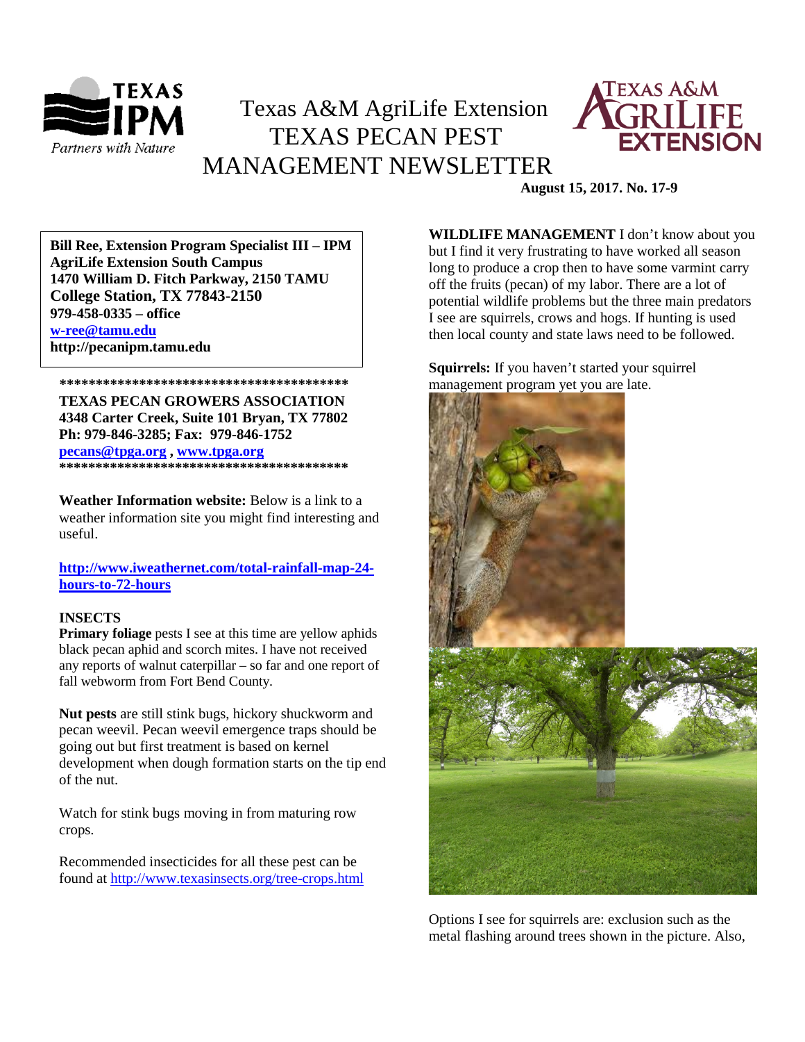# Texas A&M AgriLife Extension TEXAS PECAN PEST MANAGEMENT NEWSLETTER

**August 15, 2017. No. 17-9**

**Bill Ree, Extension Program Specialist III – IPM**
**AgriLife Extension South Campus**
**1470 William D. Fitch Parkway, 2150 TAMU**
**College Station, TX 77843-2150**
**979-458-0335 – office**
**w-ree@tamu.edu**
**http://pecanipm.tamu.edu**

****************************************
**TEXAS PECAN GROWERS ASSOCIATION**
**4348 Carter Creek, Suite 101 Bryan, TX 77802**
**Ph: 979-846-3285; Fax: 979-846-1752**
**pecans@tpga.org , www.tpga.org**
****************************************

**Weather Information website:** Below is a link to a weather information site you might find interesting and useful.

**http://www.iweathernet.com/total-rainfall-map-24-hours-to-72-hours**

## INSECTS

**Primary foliage** pests I see at this time are yellow aphids black pecan aphid and scorch mites. I have not received any reports of walnut caterpillar – so far and one report of fall webworm from Fort Bend County.

**Nut pests** are still stink bugs, hickory shuckworm and pecan weevil. Pecan weevil emergence traps should be going out but first treatment is based on kernel development when dough formation starts on the tip end of the nut.

Watch for stink bugs moving in from maturing row crops.

Recommended insecticides for all these pest can be found at http://www.texasinsects.org/tree-crops.html

**WILDLIFE MANAGEMENT** I don't know about you but I find it very frustrating to have worked all season long to produce a crop then to have some varmint carry off the fruits (pecan) of my labor. There are a lot of potential wildlife problems but the three main predators I see are squirrels, crows and hogs. If hunting is used then local county and state laws need to be followed.

**Squirrels:** If you haven't started your squirrel management program yet you are late.

Options I see for squirrels are: exclusion such as the metal flashing around trees shown in the picture. Also,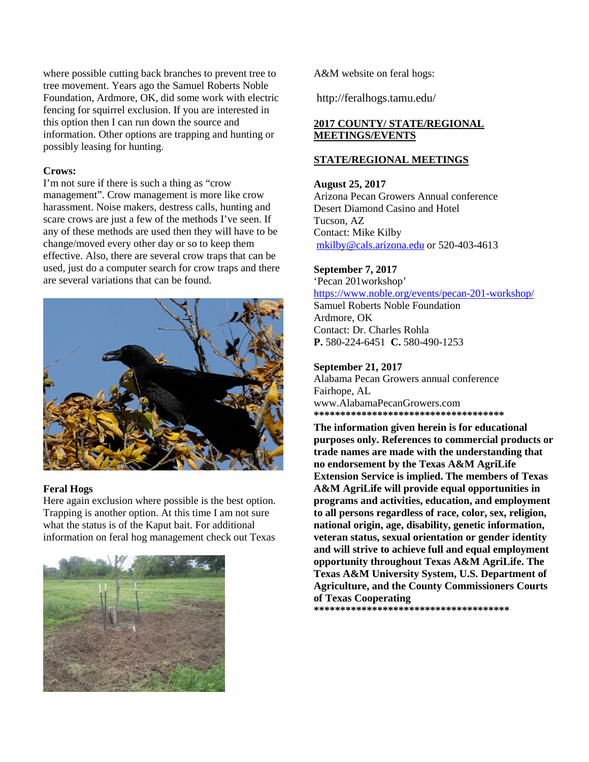where possible cutting back branches to prevent tree to tree movement. Years ago the Samuel Roberts Noble Foundation, Ardmore, OK, did some work with electric fencing for squirrel exclusion. If you are interested in this option then I can run down the source and information. Other options are trapping and hunting or possibly leasing for hunting.

**Crows:**

I'm not sure if there is such a thing as "crow management". Crow management is more like crow harassment. Noise makers, destress calls, hunting and scare crows are just a few of the methods I've seen. If any of these methods are used then they will have to be change/moved every other day or so to keep them effective. Also, there are several crow traps that can be used, just do a computer search for crow traps and there are several variations that can be found.

**Feral Hogs**

Here again exclusion where possible is the best option. Trapping is another option. At this time I am not sure what the status is of the Kaput bait. For additional information on feral hog management check out Texas A&M website on feral hogs:

http://feralhogs.tamu.edu/

## 2017 COUNTY/ STATE/REGIONAL MEETINGS/EVENTS

### STATE/REGIONAL MEETINGS

**August 25, 2017**
Arizona Pecan Growers Annual conference
Desert Diamond Casino and Hotel
Tucson, AZ
Contact: Mike Kilby
mkilby@cals.arizona.edu or 520-403-4613

**September 7, 2017**
'Pecan 201workshop'
https://www.noble.org/events/pecan-201-workshop/
Samuel Roberts Noble Foundation
Ardmore, OK
Contact: Dr. Charles Rohla
**P.** 580-224-6451 **C.** 580-490-1253

**September 21, 2017**
Alabama Pecan Growers annual conference
Fairhope, AL
www.AlabamaPecanGrowers.com

**************************************

**The information given herein is for educational purposes only. References to commercial products or trade names are made with the understanding that no endorsement by the Texas A&M AgriLife Extension Service is implied. The members of Texas A&M AgriLife will provide equal opportunities in programs and activities, education, and employment to all persons regardless of race, color, sex, religion, national origin, age, disability, genetic information, veteran status, sexual orientation or gender identity and will strive to achieve full and equal employment opportunity throughout Texas A&M AgriLife. The Texas A&M University System, U.S. Department of Agriculture, and the County Commissioners Courts of Texas Cooperating**

**************************************